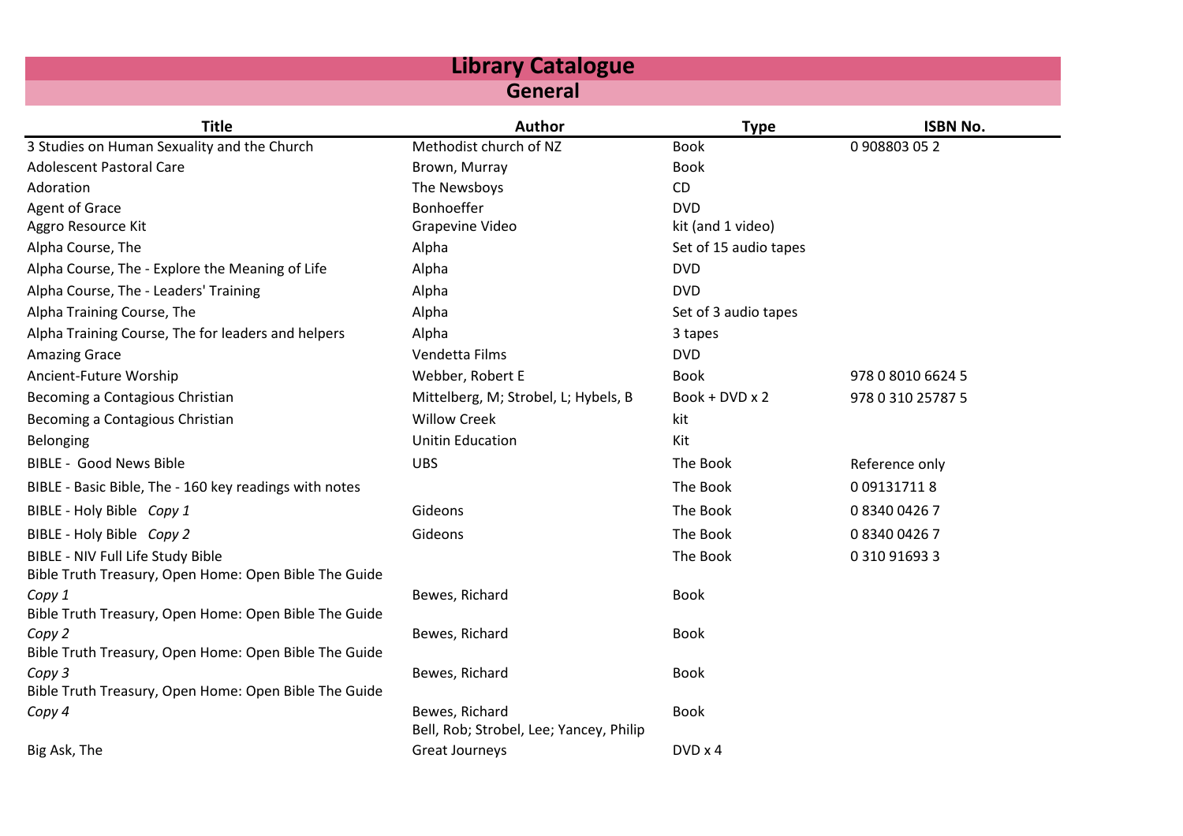# Library Catalogue

## General

| Title | Author | Type | ISBN No. |
|---|---|---|---|
| 3 Studies on Human Sexuality and the Church | Methodist church of NZ | Book | 0 908803 05 2 |
| Adolescent Pastoral Care | Brown, Murray | Book | |
| Adoration | The Newsboys | CD | |
| Agent of Grace | Bonhoeffer | DVD | |
| Aggro Resource Kit | Grapevine Video | kit (and 1 video) | |
| Alpha Course, The | Alpha | Set of 15 audio tapes | |
| Alpha Course, The - Explore the Meaning of Life | Alpha | DVD | |
| Alpha Course, The - Leaders' Training | Alpha | DVD | |
| Alpha Training Course, The | Alpha | Set of 3 audio tapes | |
| Alpha Training Course, The for leaders and helpers | Alpha | 3 tapes | |
| Amazing Grace | Vendetta Films | DVD | |
| Ancient-Future Worship | Webber, Robert E | Book | 978 0 8010 6624 5 |
| Becoming a Contagious Christian | Mittelberg, M; Strobel, L; Hybels, B | Book + DVD x 2 | 978 0 310 25787 5 |
| Becoming a Contagious Christian | Willow Creek | kit | |
| Belonging | Unitin Education | Kit | |
| BIBLE - Good News Bible | UBS | The Book | Reference only |
| BIBLE - Basic Bible, The - 160 key readings with notes | | The Book | 0 09131711 8 |
| BIBLE - Holy Bible *Copy 1* | Gideons | The Book | 0 8340 0426 7 |
| BIBLE - Holy Bible *Copy 2* | Gideons | The Book | 0 8340 0426 7 |
| BIBLE - NIV Full Life Study Bible | | The Book | 0 310 91693 3 |
| Bible Truth Treasury, Open Home: Open Bible The Guide *Copy 1* | Bewes, Richard | Book | |
| Bible Truth Treasury, Open Home: Open Bible The Guide *Copy 2* | Bewes, Richard | Book | |
| Bible Truth Treasury, Open Home: Open Bible The Guide *Copy 3* | Bewes, Richard | Book | |
| Bible Truth Treasury, Open Home: Open Bible The Guide *Copy 4* | Bewes, Richard | Book | |
| Big Ask, The | Bell, Rob; Strobel, Lee; Yancey, Philip Great Journeys | DVD x 4 | |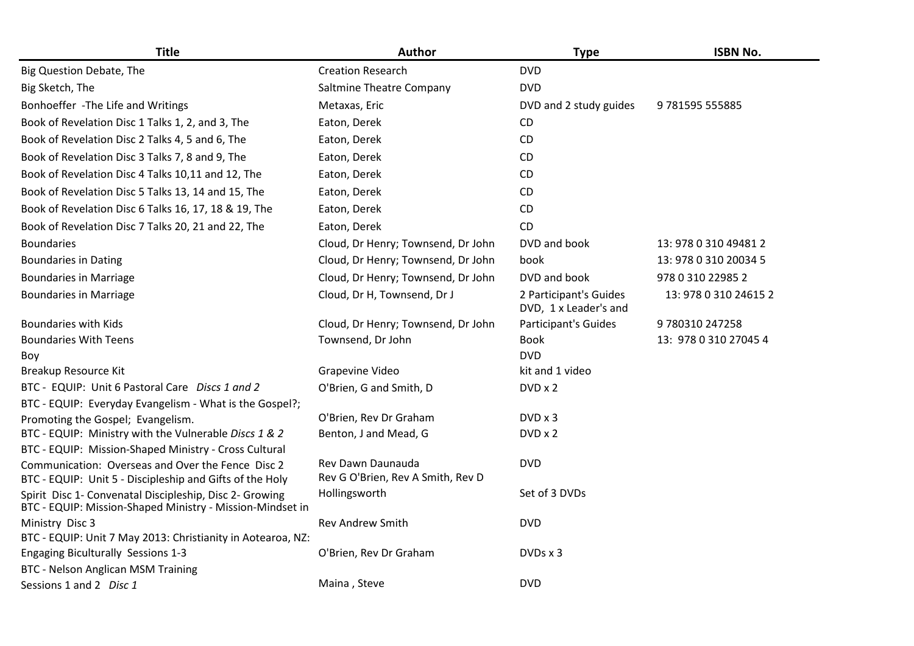| Title | Author | Type | ISBN No. |
|---|---|---|---|
| Big Question Debate, The | Creation Research | DVD | |
| Big Sketch, The | Saltmine Theatre Company | DVD | |
| Bonhoeffer -The Life and Writings | Metaxas, Eric | DVD and 2 study guides | 9 781595 555885 |
| Book of Revelation Disc 1 Talks 1, 2, and 3, The | Eaton, Derek | CD | |
| Book of Revelation Disc 2 Talks 4, 5 and 6, The | Eaton, Derek | CD | |
| Book of Revelation Disc 3 Talks 7, 8 and 9, The | Eaton, Derek | CD | |
| Book of Revelation Disc 4 Talks 10,11 and 12, The | Eaton, Derek | CD | |
| Book of Revelation Disc 5 Talks 13, 14 and 15, The | Eaton, Derek | CD | |
| Book of Revelation Disc 6 Talks 16, 17, 18 & 19, The | Eaton, Derek | CD | |
| Book of Revelation Disc 7 Talks 20, 21 and 22, The | Eaton, Derek | CD | |
| Boundaries | Cloud, Dr Henry; Townsend, Dr John | DVD and book | 13: 978 0 310 49481 2 |
| Boundaries in Dating | Cloud, Dr Henry; Townsend, Dr John | book | 13: 978 0 310 20034 5 |
| Boundaries in Marriage | Cloud, Dr Henry; Townsend, Dr John | DVD and book | 978 0 310 22985 2 |
| Boundaries in Marriage | Cloud, Dr H, Townsend, Dr J | 2 Participant's Guides | 13: 978 0 310 24615 2 |
| Boundaries with Kids | Cloud, Dr Henry; Townsend, Dr John | DVD, 1 x Leader's and Participant's Guides | 9 780310 247258 |
| Boundaries With Teens | Townsend, Dr John | Book | 13: 978 0 310 27045 4 |
| Boy | | DVD | |
| Breakup Resource Kit | Grapevine Video | kit and 1 video | |
| BTC - EQUIP: Unit 6 Pastoral Care *Discs 1 and 2* | O'Brien, G and Smith, D | DVD x 2 | |
| BTC - EQUIP: Everyday Evangelism - What is the Gospel?; Promoting the Gospel; Evangelism. | O'Brien, Rev Dr Graham | DVD x 3 | |
| BTC - EQUIP: Ministry with the Vulnerable *Discs 1 & 2* | Benton, J and Mead, G | DVD x 2 | |
| BTC - EQUIP: Mission-Shaped Ministry - Cross Cultural Communication: Overseas and Over the Fence Disc 2 | Rev Dawn Daunauda | DVD | |
| BTC - EQUIP: Unit 5 - Discipleship and Gifts of the Holy Spirit Disc 1- Convenatal Discipleship, Disc 2- Growing | Rev G O'Brien, Rev A Smith, Rev D Hollingsworth | Set of 3 DVDs | |
| BTC - EQUIP: Mission-Shaped Ministry - Mission-Mindset in Ministry Disc 3 | Rev Andrew Smith | DVD | |
| BTC - EQUIP: Unit 7 May 2013: Christianity in Aotearoa, NZ: Engaging Biculturally Sessions 1-3 | O'Brien, Rev Dr Graham | DVDs x 3 | |
| BTC - Nelson Anglican MSM Training Sessions 1 and 2 *Disc 1* | Maina , Steve | DVD | |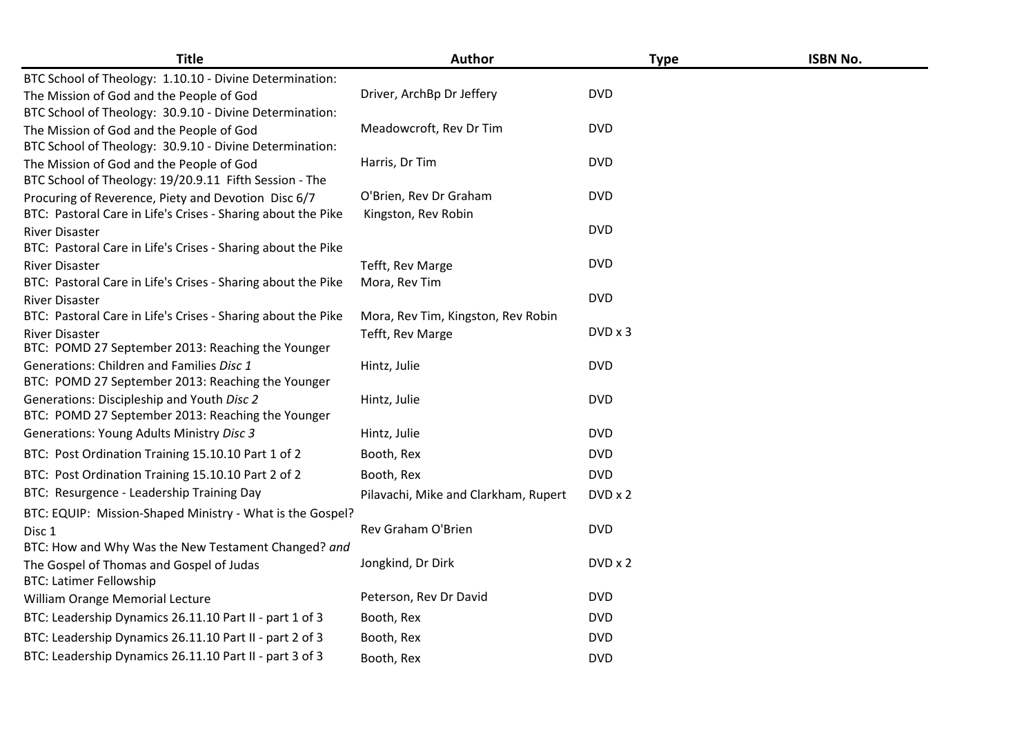| Title | Author | Type | ISBN No. |
|---|---|---|---|
| BTC School of Theology: 1.10.10 - Divine Determination: The Mission of God and the People of God | Driver, ArchBp Dr Jeffery | DVD | |
| BTC School of Theology: 30.9.10 - Divine Determination: The Mission of God and the People of God | Meadowcroft, Rev Dr Tim | DVD | |
| BTC School of Theology: 30.9.10 - Divine Determination: The Mission of God and the People of God | Harris, Dr Tim | DVD | |
| BTC School of Theology: 19/20.9.11 Fifth Session - The Procuring of Reverence, Piety and Devotion Disc 6/7 | O'Brien, Rev Dr Graham | DVD | |
| BTC: Pastoral Care in Life's Crises - Sharing about the Pike River Disaster | Kingston, Rev Robin | DVD | |
| BTC: Pastoral Care in Life's Crises - Sharing about the Pike River Disaster | Tefft, Rev Marge | DVD | |
| BTC: Pastoral Care in Life's Crises - Sharing about the Pike River Disaster | Mora, Rev Tim | DVD | |
| BTC: Pastoral Care in Life's Crises - Sharing about the Pike River Disaster | Mora, Rev Tim, Kingston, Rev Robin Tefft, Rev Marge | DVD x 3 | |
| BTC: POMD 27 September 2013: Reaching the Younger Generations: Children and Families *Disc 1* | Hintz, Julie | DVD | |
| BTC: POMD 27 September 2013: Reaching the Younger Generations: Discipleship and Youth *Disc 2* | Hintz, Julie | DVD | |
| BTC: POMD 27 September 2013: Reaching the Younger Generations: Young Adults Ministry *Disc 3* | Hintz, Julie | DVD | |
| BTC: Post Ordination Training 15.10.10 Part 1 of 2 | Booth, Rex | DVD | |
| BTC: Post Ordination Training 15.10.10 Part 2 of 2 | Booth, Rex | DVD | |
| BTC: Resurgence - Leadership Training Day | Pilavachi, Mike and Clarkham, Rupert | DVD x 2 | |
| BTC: EQUIP: Mission-Shaped Ministry - What is the Gospel? Disc 1 | Rev Graham O'Brien | DVD | |
| BTC: How and Why Was the New Testament Changed? *and* The Gospel of Thomas and Gospel of Judas | Jongkind, Dr Dirk | DVD x 2 | |
| BTC: Latimer Fellowship William Orange Memorial Lecture | Peterson, Rev Dr David | DVD | |
| BTC: Leadership Dynamics 26.11.10 Part II - part 1 of 3 | Booth, Rex | DVD | |
| BTC: Leadership Dynamics 26.11.10 Part II - part 2 of 3 | Booth, Rex | DVD | |
| BTC: Leadership Dynamics 26.11.10 Part II - part 3 of 3 | Booth, Rex | DVD | |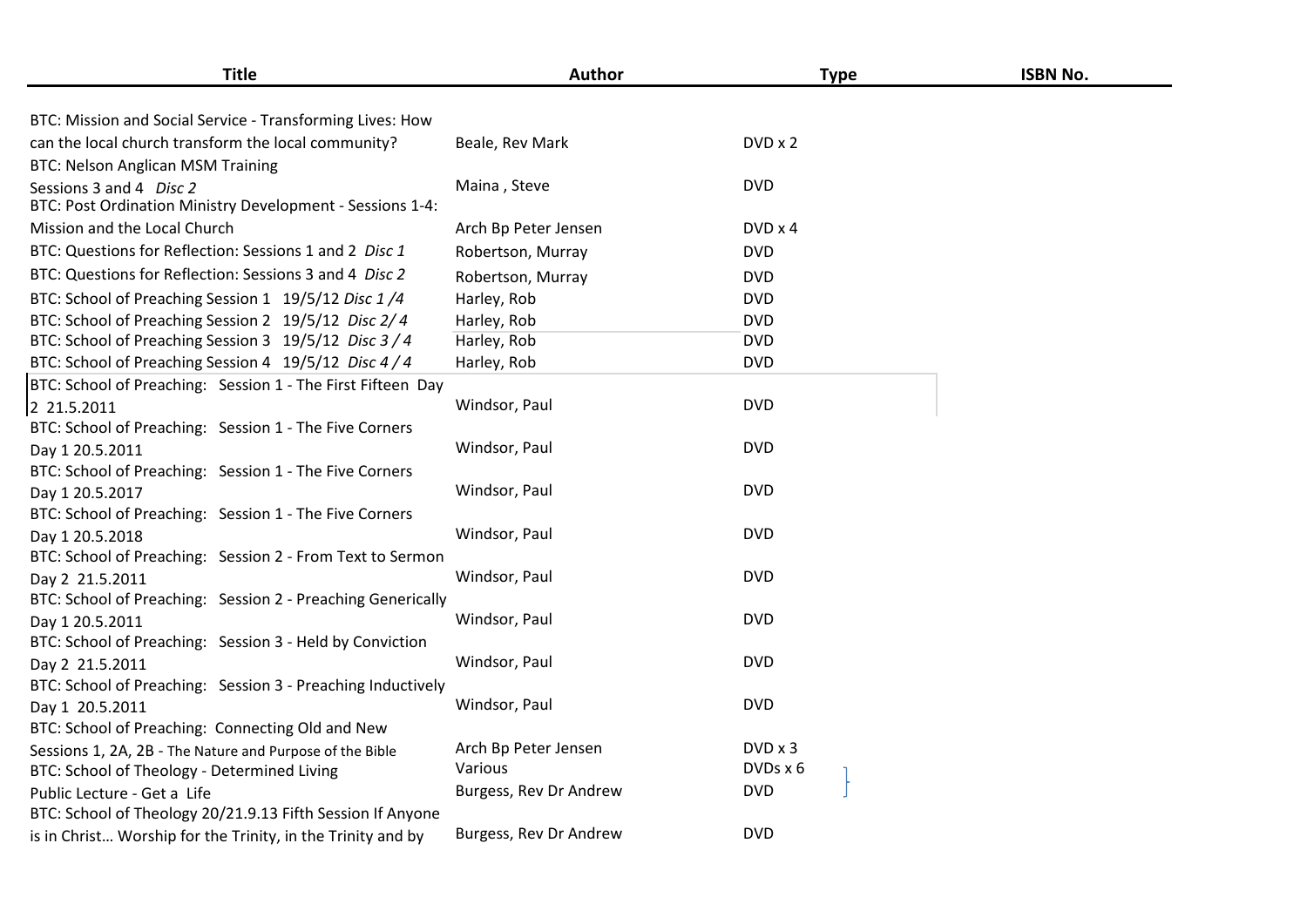| Title | Author | Type | ISBN No. |
|---|---|---|---|
| BTC: Mission and Social Service - Transforming Lives: How can the local church transform the local community? | Beale, Rev Mark | DVD x 2 | |
| BTC: Nelson Anglican MSM Training Sessions 3 and 4 *Disc 2* | Maina , Steve | DVD | |
| BTC: Post Ordination Ministry Development - Sessions 1-4: Mission and the Local Church | Arch Bp Peter Jensen | DVD x 4 | |
| BTC: Questions for Reflection: Sessions 1 and 2 *Disc 1* | Robertson, Murray | DVD | |
| BTC: Questions for Reflection: Sessions 3 and 4 *Disc 2* | Robertson, Murray | DVD | |
| BTC: School of Preaching Session 1 19/5/12 *Disc 1 /4* | Harley, Rob | DVD | |
| BTC: School of Preaching Session 2 19/5/12 *Disc 2/ 4* | Harley, Rob | DVD | |
| BTC: School of Preaching Session 3 19/5/12 *Disc 3 / 4* | Harley, Rob | DVD | |
| BTC: School of Preaching Session 4 19/5/12 *Disc 4 / 4* | Harley, Rob | DVD | |
| BTC: School of Preaching: Session 1 - The First Fifteen Day 2 21.5.2011 | Windsor, Paul | DVD | |
| BTC: School of Preaching: Session 1 - The Five Corners Day 1 20.5.2011 | Windsor, Paul | DVD | |
| BTC: School of Preaching: Session 1 - The Five Corners Day 1 20.5.2017 | Windsor, Paul | DVD | |
| BTC: School of Preaching: Session 1 - The Five Corners Day 1 20.5.2018 | Windsor, Paul | DVD | |
| BTC: School of Preaching: Session 2 - From Text to Sermon Day 2 21.5.2011 | Windsor, Paul | DVD | |
| BTC: School of Preaching: Session 2 - Preaching Generically Day 1 20.5.2011 | Windsor, Paul | DVD | |
| BTC: School of Preaching: Session 3 - Held by Conviction Day 2 21.5.2011 | Windsor, Paul | DVD | |
| BTC: School of Preaching: Session 3 - Preaching Inductively Day 1 20.5.2011 | Windsor, Paul | DVD | |
| BTC: School of Preaching: Connecting Old and New Sessions 1, 2A, 2B - The Nature and Purpose of the Bible | Arch Bp Peter Jensen | DVD x 3 | |
| BTC: School of Theology - Determined Living | Various | DVDs x 6 | |
| Public Lecture - Get a Life | Burgess, Rev Dr Andrew | DVD | |
| BTC: School of Theology 20/21.9.13 Fifth Session If Anyone is in Christ… Worship for the Trinity, in the Trinity and by | Burgess, Rev Dr Andrew | DVD | |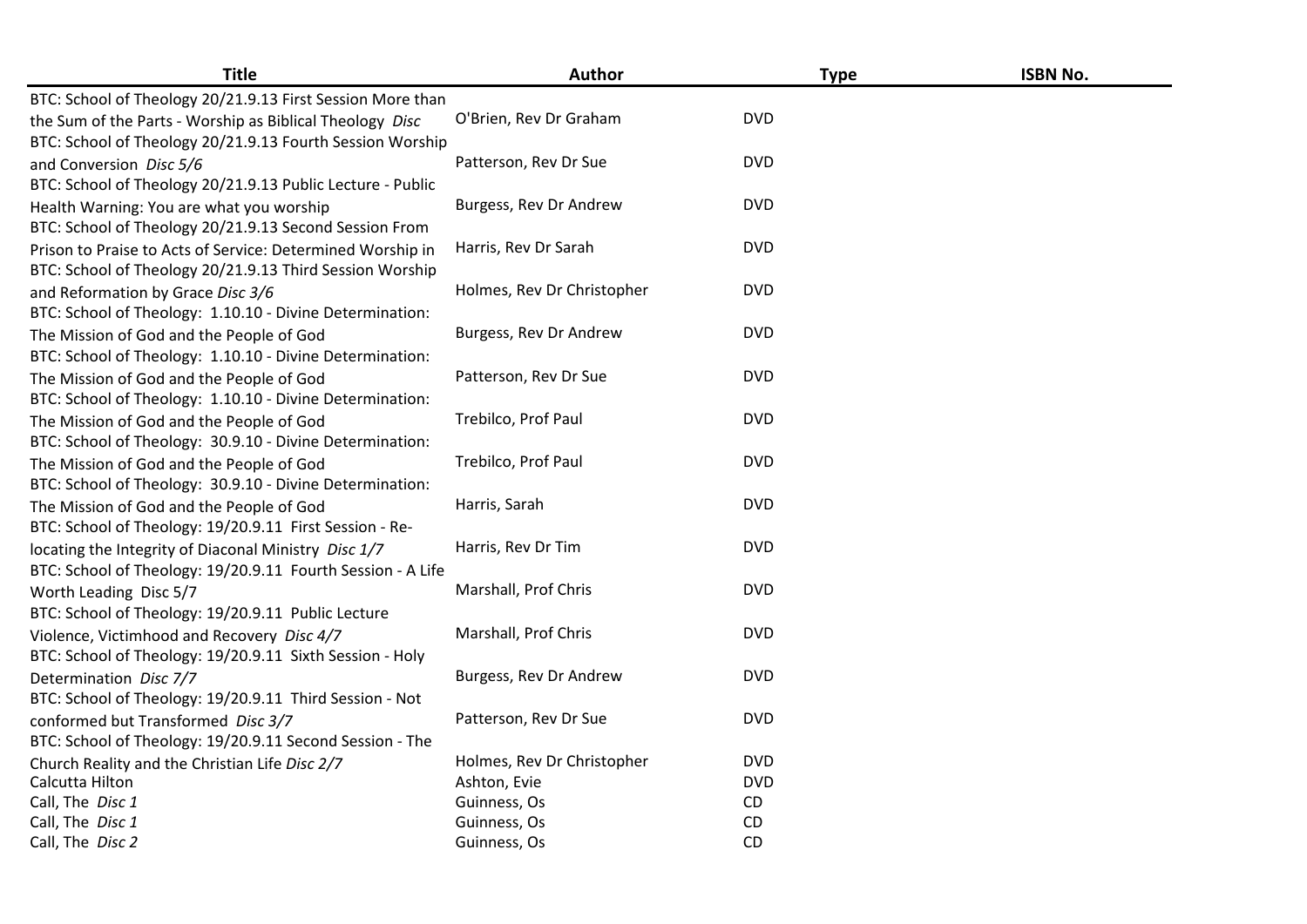| Title | Author | Type | ISBN No. |
|---|---|---|---|
| BTC: School of Theology 20/21.9.13 First Session More than the Sum of the Parts - Worship as Biblical Theology *Disc* | O'Brien, Rev Dr Graham | DVD | |
| BTC: School of Theology 20/21.9.13 Fourth Session Worship and Conversion *Disc 5/6* | Patterson, Rev Dr Sue | DVD | |
| BTC: School of Theology 20/21.9.13 Public Lecture - Public Health Warning: You are what you worship | Burgess, Rev Dr Andrew | DVD | |
| BTC: School of Theology 20/21.9.13 Second Session From Prison to Praise to Acts of Service: Determined Worship in | Harris, Rev Dr Sarah | DVD | |
| BTC: School of Theology 20/21.9.13 Third Session Worship and Reformation by Grace *Disc 3/6* | Holmes, Rev Dr Christopher | DVD | |
| BTC: School of Theology: 1.10.10 - Divine Determination: The Mission of God and the People of God | Burgess, Rev Dr Andrew | DVD | |
| BTC: School of Theology: 1.10.10 - Divine Determination: The Mission of God and the People of God | Patterson, Rev Dr Sue | DVD | |
| BTC: School of Theology: 1.10.10 - Divine Determination: The Mission of God and the People of God | Trebilco, Prof Paul | DVD | |
| BTC: School of Theology: 30.9.10 - Divine Determination: The Mission of God and the People of God | Trebilco, Prof Paul | DVD | |
| BTC: School of Theology: 30.9.10 - Divine Determination: The Mission of God and the People of God | Harris, Sarah | DVD | |
| BTC: School of Theology: 19/20.9.11 First Session - Re-locating the Integrity of Diaconal Ministry *Disc 1/7* | Harris, Rev Dr Tim | DVD | |
| BTC: School of Theology: 19/20.9.11 Fourth Session - A Life Worth Leading Disc 5/7 | Marshall, Prof Chris | DVD | |
| BTC: School of Theology: 19/20.9.11 Public Lecture Violence, Victimhood and Recovery *Disc 4/7* | Marshall, Prof Chris | DVD | |
| BTC: School of Theology: 19/20.9.11 Sixth Session - Holy Determination *Disc 7/7* | Burgess, Rev Dr Andrew | DVD | |
| BTC: School of Theology: 19/20.9.11 Third Session - Not conformed but Transformed *Disc 3/7* | Patterson, Rev Dr Sue | DVD | |
| BTC: School of Theology: 19/20.9.11 Second Session - The Church Reality and the Christian Life *Disc 2/7* | Holmes, Rev Dr Christopher | DVD | |
| Calcutta Hilton | Ashton, Evie | DVD | |
| Call, The *Disc 1* | Guinness, Os | CD | |
| Call, The *Disc 1* | Guinness, Os | CD | |
| Call, The *Disc 2* | Guinness, Os | CD | |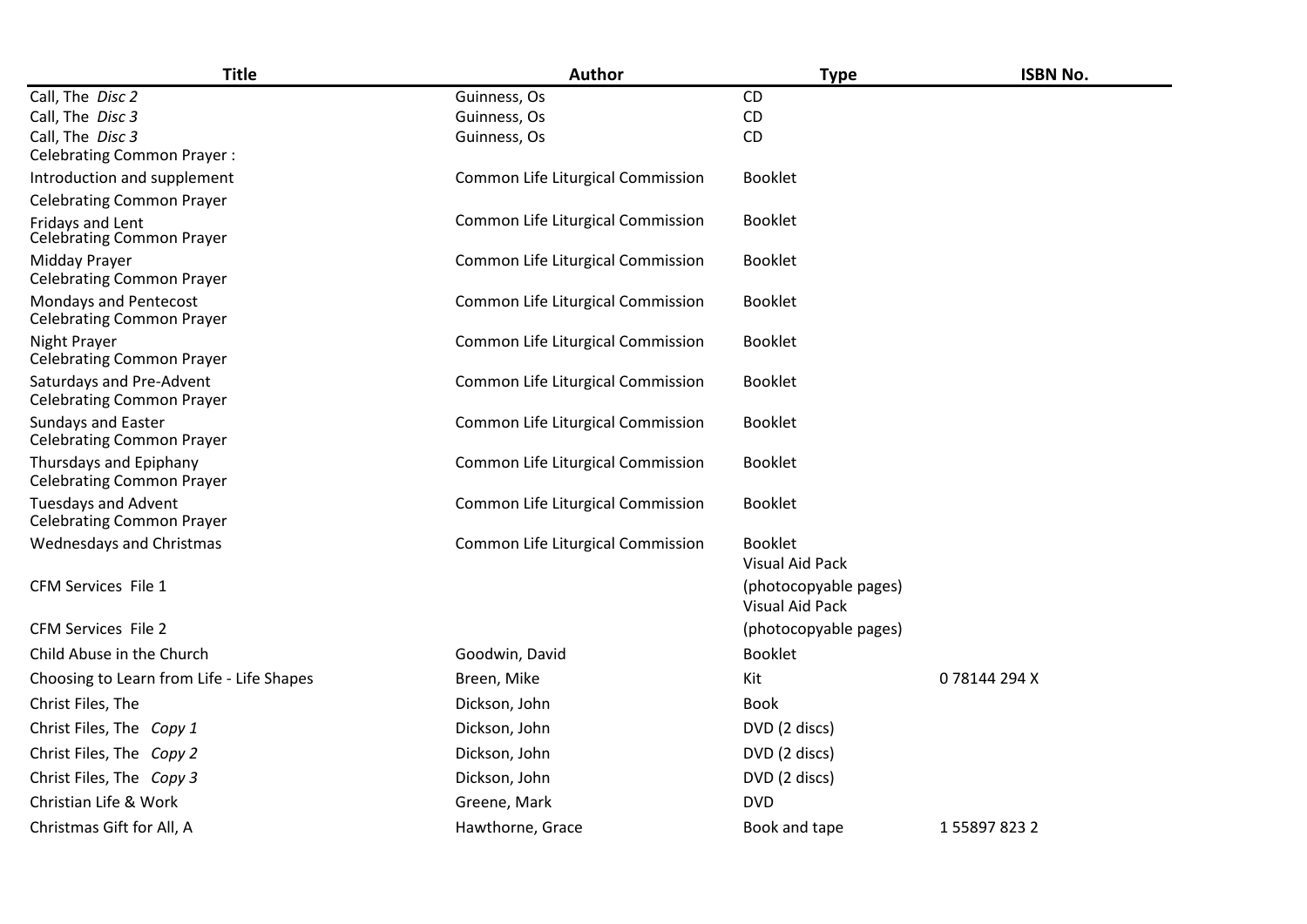| Title | Author | Type | ISBN No. |
| --- | --- | --- | --- |
| Call, The *Disc 2* | Guinness, Os | CD | |
| Call, The *Disc 3* | Guinness, Os | CD | |
| Call, The *Disc 3* | Guinness, Os | CD | |
| Celebrating Common Prayer : Introduction and supplement | Common Life Liturgical Commission | Booklet | |
| Celebrating Common Prayer Fridays and Lent | Common Life Liturgical Commission | Booklet | |
| Celebrating Common Prayer Midday Prayer | Common Life Liturgical Commission | Booklet | |
| Celebrating Common Prayer Mondays and Pentecost | Common Life Liturgical Commission | Booklet | |
| Celebrating Common Prayer Night Prayer | Common Life Liturgical Commission | Booklet | |
| Celebrating Common Prayer Saturdays and Pre-Advent | Common Life Liturgical Commission | Booklet | |
| Celebrating Common Prayer Sundays and Easter | Common Life Liturgical Commission | Booklet | |
| Celebrating Common Prayer Thursdays and Epiphany | Common Life Liturgical Commission | Booklet | |
| Celebrating Common Prayer Tuesdays and Advent | Common Life Liturgical Commission | Booklet | |
| Celebrating Common Prayer Wednesdays and Christmas | Common Life Liturgical Commission | Booklet | |
| CFM Services File 1 | | Visual Aid Pack (photocopyable pages) | |
| CFM Services File 2 | | Visual Aid Pack (photocopyable pages) | |
| Child Abuse in the Church | Goodwin, David | Booklet | |
| Choosing to Learn from Life - Life Shapes | Breen, Mike | Kit | 0 78144 294 X |
| Christ Files, The | Dickson, John | Book | |
| Christ Files, The *Copy 1* | Dickson, John | DVD (2 discs) | |
| Christ Files, The *Copy 2* | Dickson, John | DVD (2 discs) | |
| Christ Files, The *Copy 3* | Dickson, John | DVD (2 discs) | |
| Christian Life & Work | Greene, Mark | DVD | |
| Christmas Gift for All, A | Hawthorne, Grace | Book and tape | 1 55897 823 2 |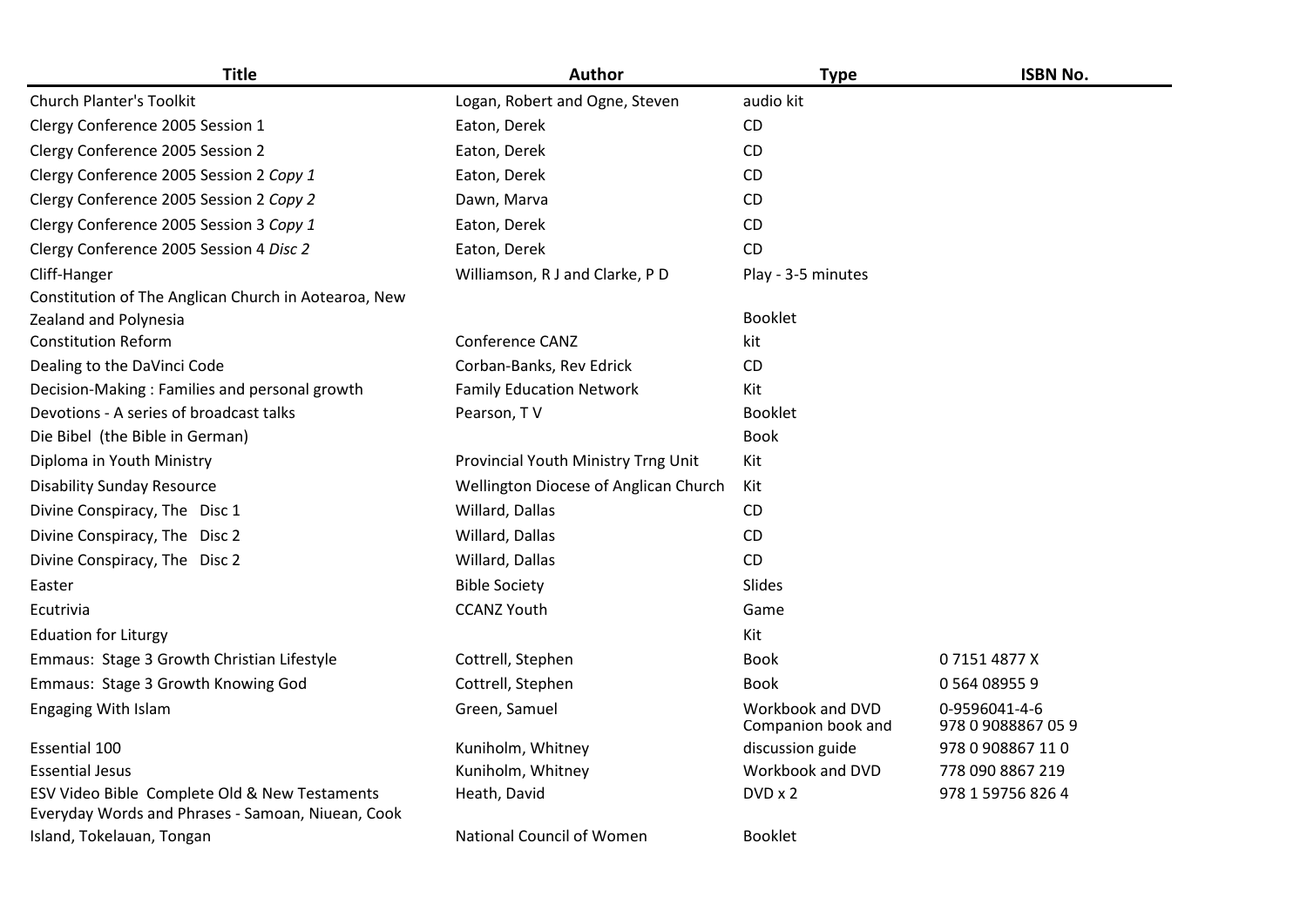| Title | Author | Type | ISBN No. |
|---|---|---|---|
| Church Planter's Toolkit | Logan, Robert and Ogne, Steven | audio kit | |
| Clergy Conference 2005 Session 1 | Eaton, Derek | CD | |
| Clergy Conference 2005 Session 2 | Eaton, Derek | CD | |
| Clergy Conference 2005 Session 2 *Copy 1* | Eaton, Derek | CD | |
| Clergy Conference 2005 Session 2 *Copy 2* | Dawn, Marva | CD | |
| Clergy Conference 2005 Session 3 *Copy 1* | Eaton, Derek | CD | |
| Clergy Conference 2005 Session 4 *Disc 2* | Eaton, Derek | CD | |
| Cliff-Hanger | Williamson, R J and Clarke, P D | Play - 3-5 minutes | |
| Constitution of The Anglican Church in Aotearoa, New Zealand and Polynesia | | Booklet | |
| Constitution Reform | Conference CANZ | kit | |
| Dealing to the DaVinci Code | Corban-Banks, Rev Edrick | CD | |
| Decision-Making : Families and personal growth | Family Education Network | Kit | |
| Devotions - A series of broadcast talks | Pearson, T V | Booklet | |
| Die Bibel (the Bible in German) | | Book | |
| Diploma in Youth Ministry | Provincial Youth Ministry Trng Unit | Kit | |
| Disability Sunday Resource | Wellington Diocese of Anglican Church | Kit | |
| Divine Conspiracy, The Disc 1 | Willard, Dallas | CD | |
| Divine Conspiracy, The Disc 2 | Willard, Dallas | CD | |
| Divine Conspiracy, The Disc 2 | Willard, Dallas | CD | |
| Easter | Bible Society | Slides | |
| Ecutrivia | CCANZ Youth | Game | |
| Eduation for Liturgy | | Kit | |
| Emmaus: Stage 3 Growth Christian Lifestyle | Cottrell, Stephen | Book | 0 7151 4877 X |
| Emmaus: Stage 3 Growth Knowing God | Cottrell, Stephen | Book | 0 564 08955 9 |
| Engaging With Islam | Green, Samuel | Workbook and DVD | 0-9596041-4-6 |
| Essential 100 | Kuniholm, Whitney | Companion book and discussion guide | 978 0 9088867 05 9 |
| Essential Jesus | Kuniholm, Whitney | Workbook and DVD | 978 0 908867 11 0 |
| ESV Video Bible Complete Old & New Testaments | Heath, David | DVD x 2 | 778 090 8867 219 |
| | | | 978 1 59756 826 4 |
| Everyday Words and Phrases - Samoan, Niuean, Cook Island, Tokelauan, Tongan | National Council of Women | Booklet | |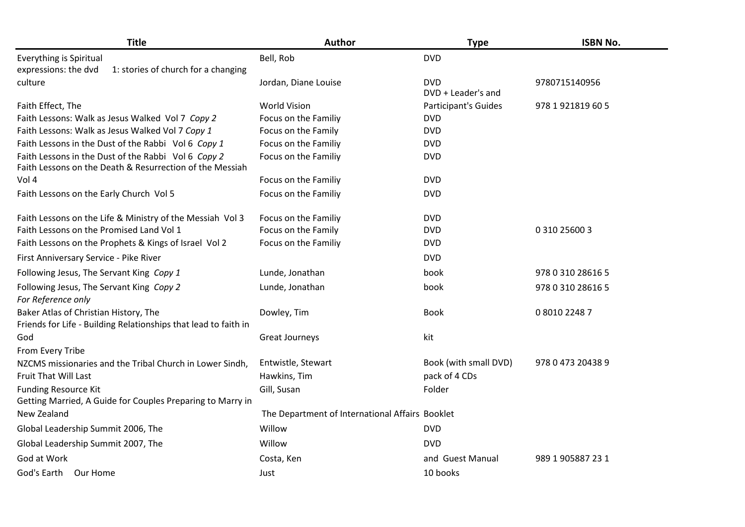| Title | Author | Type | ISBN No. |
|---|---|---|---|
| Everything is Spiritual | Bell, Rob | DVD | |
| expressions: the dvd 1: stories of church for a changing culture | Jordan, Diane Louise | DVD | 9780715140956 |
| Faith Effect, The | World Vision | DVD + Leader's and Participant's Guides | 978 1 921819 60 5 |
| Faith Lessons: Walk as Jesus Walked Vol 7 *Copy 2* | Focus on the Familiy | DVD | |
| Faith Lessons: Walk as Jesus Walked Vol 7 *Copy 1* | Focus on the Family | DVD | |
| Faith Lessons in the Dust of the Rabbi Vol 6 *Copy 1* | Focus on the Familiy | DVD | |
| Faith Lessons in the Dust of the Rabbi Vol 6 *Copy 2* | Focus on the Familiy | DVD | |
| Faith Lessons on the Death & Resurrection of the Messiah Vol 4 | Focus on the Familiy | DVD | |
| Faith Lessons on the Early Church Vol 5 | Focus on the Familiy | DVD | |
| Faith Lessons on the Life & Ministry of the Messiah Vol 3 | Focus on the Familiy | DVD | |
| Faith Lessons on the Promised Land Vol 1 | Focus on the Family | DVD | 0 310 25600 3 |
| Faith Lessons on the Prophets & Kings of Israel Vol 2 | Focus on the Familiy | DVD | |
| First Anniversary Service - Pike River | | DVD | |
| Following Jesus, The Servant King *Copy 1* | Lunde, Jonathan | book | 978 0 310 28616 5 |
| Following Jesus, The Servant King *Copy 2* | Lunde, Jonathan | book | 978 0 310 28616 5 |
| *For Reference only* Baker Atlas of Christian History, The | Dowley, Tim | Book | 0 8010 2248 7 |
| Friends for Life - Building Relationships that lead to faith in God | Great Journeys | kit | |
| From Every Tribe NZCMS missionaries and the Tribal Church in Lower Sindh, | Entwistle, Stewart | Book (with small DVD) | 978 0 473 20438 9 |
| Fruit That Will Last | Hawkins, Tim | pack of 4 CDs | |
| Funding Resource Kit | Gill, Susan | Folder | |
| Getting Married, A Guide for Couples Preparing to Marry in New Zealand | The Department of International Affairs | Booklet | |
| Global Leadership Summit 2006, The | Willow | DVD | |
| Global Leadership Summit 2007, The | Willow | DVD | |
| God at Work | Costa, Ken | and Guest Manual | 989 1 905887 23 1 |
| God's Earth Our Home | Just | 10 books | |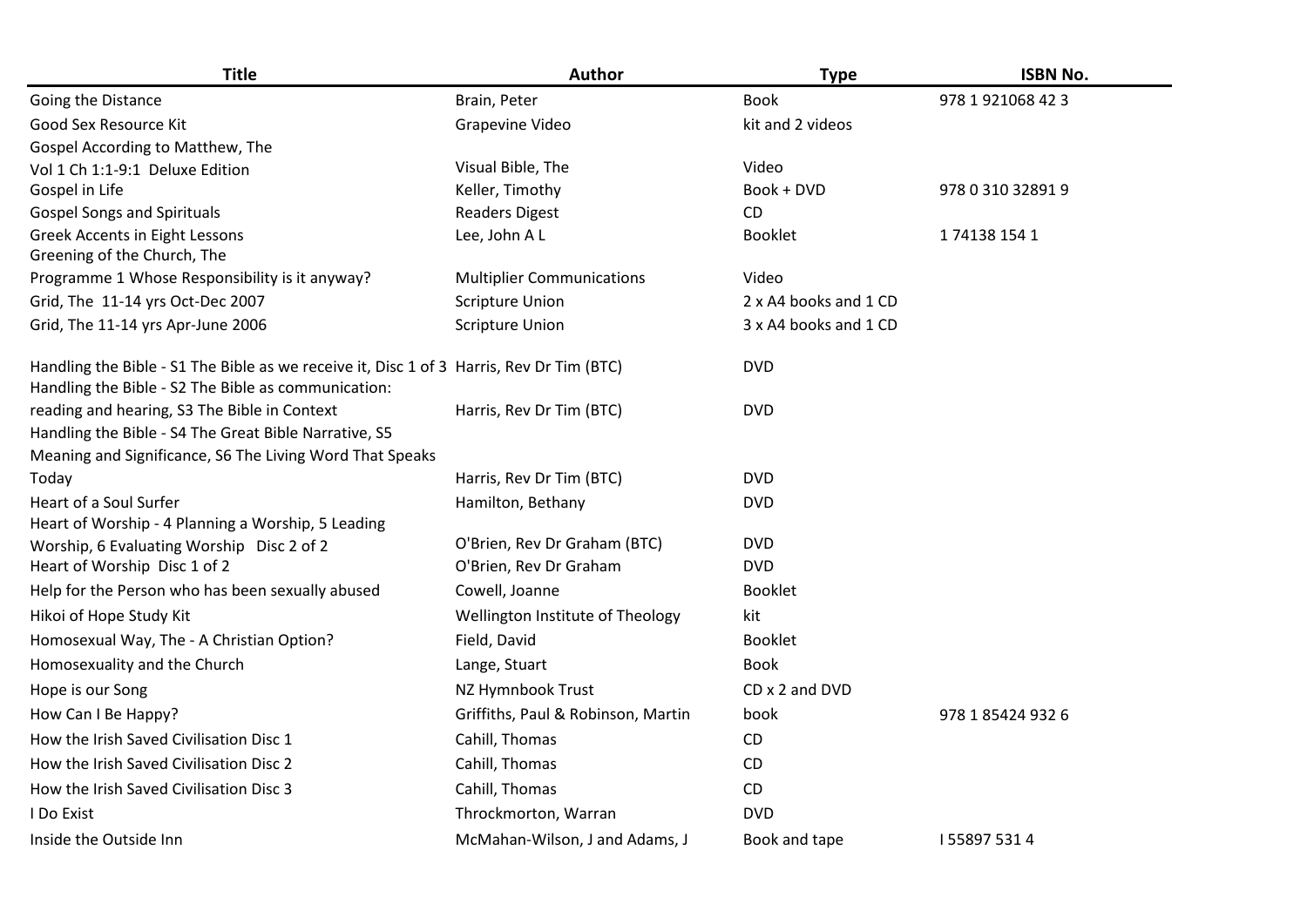| Title | Author | Type | ISBN No. |
|---|---|---|---|
| Going the Distance | Brain, Peter | Book | 978 1 921068 42 3 |
| Good Sex Resource Kit | Grapevine Video | kit and 2 videos | |
| Gospel According to Matthew, The Vol 1 Ch 1:1-9:1 Deluxe Edition | Visual Bible, The | Video | |
| Gospel in Life | Keller, Timothy | Book + DVD | 978 0 310 32891 9 |
| Gospel Songs and Spirituals | Readers Digest | CD | |
| Greek Accents in Eight Lessons | Lee, John A L | Booklet | 1 74138 154 1 |
| Greening of the Church, The Programme 1 Whose Responsibility is it anyway? | Multiplier Communications | Video | |
| Grid, The 11-14 yrs Oct-Dec 2007 | Scripture Union | 2 x A4 books and 1 CD | |
| Grid, The 11-14 yrs Apr-June 2006 | Scripture Union | 3 x A4 books and 1 CD | |
| Handling the Bible - S1 The Bible as we receive it, Disc 1 of 3 | Harris, Rev Dr Tim (BTC) | DVD | |
| Handling the Bible - S2 The Bible as communication: reading and hearing, S3 The Bible in Context | Harris, Rev Dr Tim (BTC) | DVD | |
| Handling the Bible - S4 The Great Bible Narrative, S5 Meaning and Significance, S6 The Living Word That Speaks Today | Harris, Rev Dr Tim (BTC) | DVD | |
| Heart of a Soul Surfer | Hamilton, Bethany | DVD | |
| Heart of Worship - 4 Planning a Worship, 5 Leading Worship, 6 Evaluating Worship Disc 2 of 2 | O'Brien, Rev Dr Graham (BTC) | DVD | |
| Heart of Worship Disc 1 of 2 | O'Brien, Rev Dr Graham | DVD | |
| Help for the Person who has been sexually abused | Cowell, Joanne | Booklet | |
| Hikoi of Hope Study Kit | Wellington Institute of Theology | kit | |
| Homosexual Way, The - A Christian Option? | Field, David | Booklet | |
| Homosexuality and the Church | Lange, Stuart | Book | |
| Hope is our Song | NZ Hymnbook Trust | CD x 2 and DVD | |
| How Can I Be Happy? | Griffiths, Paul & Robinson, Martin | book | 978 1 85424 932 6 |
| How the Irish Saved Civilisation Disc 1 | Cahill, Thomas | CD | |
| How the Irish Saved Civilisation Disc 2 | Cahill, Thomas | CD | |
| How the Irish Saved Civilisation Disc 3 | Cahill, Thomas | CD | |
| I Do Exist | Throckmorton, Warran | DVD | |
| Inside the Outside Inn | McMahan-Wilson, J and Adams, J | Book and tape | I 55897 531 4 |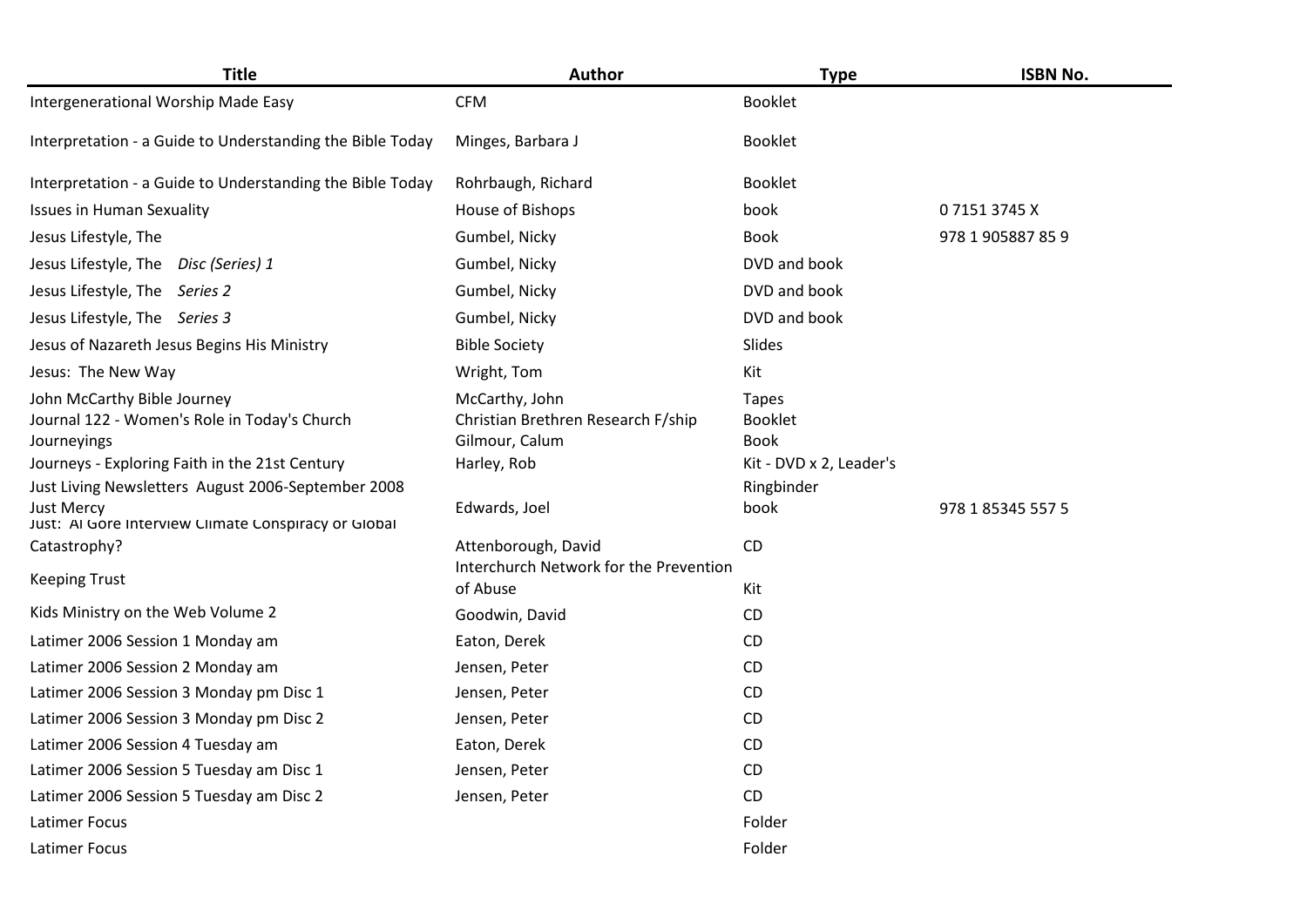| Title | Author | Type | ISBN No. |
| --- | --- | --- | --- |
| Intergenerational Worship Made Easy | CFM | Booklet | |
| Interpretation - a Guide to Understanding the Bible Today | Minges, Barbara J | Booklet | |
| Interpretation - a Guide to Understanding the Bible Today | Rohrbaugh, Richard | Booklet | |
| Issues in Human Sexuality | House of Bishops | book | 0 7151 3745 X |
| Jesus Lifestyle, The | Gumbel, Nicky | Book | 978 1 905887 85 9 |
| Jesus Lifestyle, The *Disc (Series) 1* | Gumbel, Nicky | DVD and book | |
| Jesus Lifestyle, The *Series 2* | Gumbel, Nicky | DVD and book | |
| Jesus Lifestyle, The *Series 3* | Gumbel, Nicky | DVD and book | |
| Jesus of Nazareth Jesus Begins His Ministry | Bible Society | Slides | |
| Jesus: The New Way | Wright, Tom | Kit | |
| John McCarthy Bible Journey | McCarthy, John | Tapes | |
| Journal 122 - Women's Role in Today's Church | Christian Brethren Research F/ship | Booklet | |
| Journeyings | Gilmour, Calum | Book | |
| Journeys - Exploring Faith in the 21st Century | Harley, Rob | Kit - DVD x 2, Leader's | |
| Just Living Newsletters August 2006-September 2008 | | Ringbinder | |
| Just Mercy | Edwards, Joel | book | 978 1 85345 557 5 |
| Just: Al Gore Interview Climate Conspiracy or Global Catastrophy? | Attenborough, David | CD | |
| Keeping Trust | Interchurch Network for the Prevention of Abuse | Kit | |
| Kids Ministry on the Web Volume 2 | Goodwin, David | CD | |
| Latimer 2006 Session 1 Monday am | Eaton, Derek | CD | |
| Latimer 2006 Session 2 Monday am | Jensen, Peter | CD | |
| Latimer 2006 Session 3 Monday pm Disc 1 | Jensen, Peter | CD | |
| Latimer 2006 Session 3 Monday pm Disc 2 | Jensen, Peter | CD | |
| Latimer 2006 Session 4 Tuesday am | Eaton, Derek | CD | |
| Latimer 2006 Session 5 Tuesday am Disc 1 | Jensen, Peter | CD | |
| Latimer 2006 Session 5 Tuesday am Disc 2 | Jensen, Peter | CD | |
| Latimer Focus | | Folder | |
| Latimer Focus | | Folder | |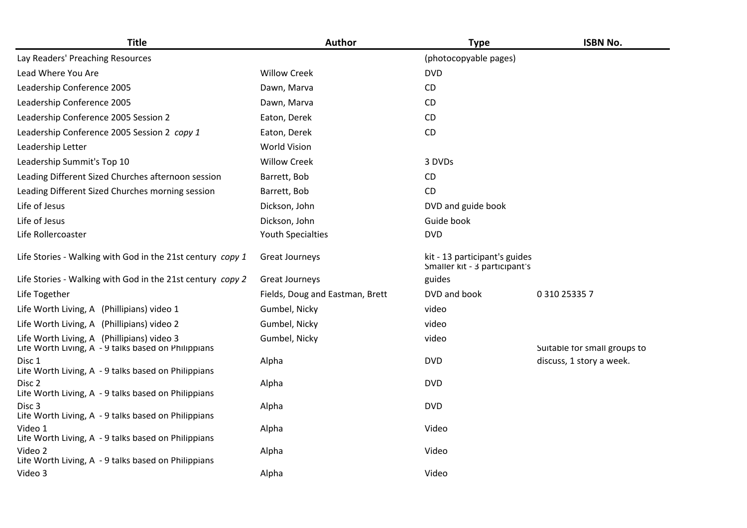| Title | Author | Type | ISBN No. |
|---|---|---|---|
| Lay Readers' Preaching Resources | | (photocopyable pages) | |
| Lead Where You Are | Willow Creek | DVD | |
| Leadership Conference 2005 | Dawn, Marva | CD | |
| Leadership Conference 2005 | Dawn, Marva | CD | |
| Leadership Conference 2005 Session 2 | Eaton, Derek | CD | |
| Leadership Conference 2005 Session 2 *copy 1* | Eaton, Derek | CD | |
| Leadership Letter | World Vision | | |
| Leadership Summit's Top 10 | Willow Creek | 3 DVDs | |
| Leading Different Sized Churches afternoon session | Barrett, Bob | CD | |
| Leading Different Sized Churches morning session | Barrett, Bob | CD | |
| Life of Jesus | Dickson, John | DVD and guide book | |
| Life of Jesus | Dickson, John | Guide book | |
| Life Rollercoaster | Youth Specialties | DVD | |
| Life Stories - Walking with God in the 21st century *copy 1* | Great Journeys | kit - 13 participant's guides | |
| Life Stories - Walking with God in the 21st century *copy 2* | Great Journeys | Smaller kit - 3 participant's guides | |
| Life Together | Fields, Doug and Eastman, Brett | DVD and book | 0 310 25335 7 |
| Life Worth Living, A (Phillipians) video 1 | Gumbel, Nicky | video | |
| Life Worth Living, A (Phillipians) video 2 | Gumbel, Nicky | video | |
| Life Worth Living, A (Phillipians) video 3 | Gumbel, Nicky | video | |
| Life Worth Living, A - 9 talks based on Philippians Disc 1 | Alpha | DVD | Suitable for small groups to discuss, 1 story a week. |
| Life Worth Living, A - 9 talks based on Philippians Disc 2 | Alpha | DVD | |
| Life Worth Living, A - 9 talks based on Philippians Disc 3 | Alpha | DVD | |
| Life Worth Living, A - 9 talks based on Philippians Video 1 | Alpha | Video | |
| Life Worth Living, A - 9 talks based on Philippians Video 2 | Alpha | Video | |
| Life Worth Living, A - 9 talks based on Philippians Video 3 | Alpha | Video | |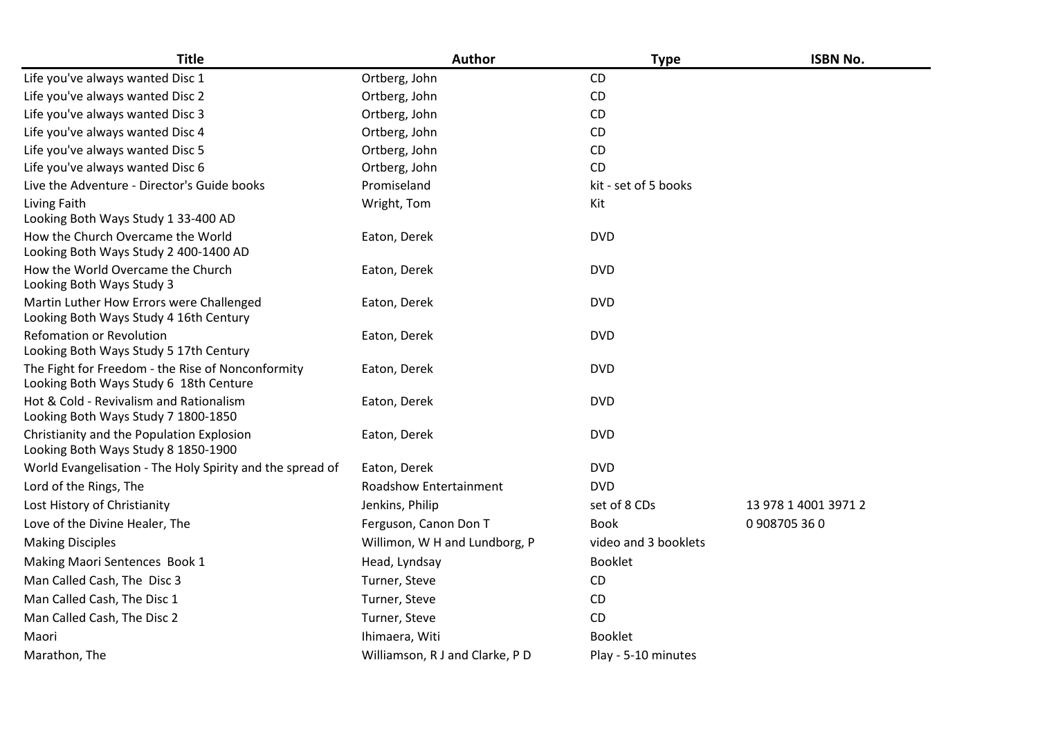| Title | Author | Type | ISBN No. |
| --- | --- | --- | --- |
| Life you've always wanted Disc 1 | Ortberg, John | CD | |
| Life you've always wanted Disc 2 | Ortberg, John | CD | |
| Life you've always wanted Disc 3 | Ortberg, John | CD | |
| Life you've always wanted Disc 4 | Ortberg, John | CD | |
| Life you've always wanted Disc 5 | Ortberg, John | CD | |
| Life you've always wanted Disc 6 | Ortberg, John | CD | |
| Live the Adventure - Director's Guide books | Promiseland | kit - set of 5 books | |
| Living Faith | Wright, Tom | Kit | |
| Looking Both Ways Study 1 33-400 AD How the Church Overcame the World | Eaton, Derek | DVD | |
| Looking Both Ways Study 2 400-1400 AD How the World Overcame the Church | Eaton, Derek | DVD | |
| Looking Both Ways Study 3 Martin Luther How Errors were Challenged | Eaton, Derek | DVD | |
| Looking Both Ways Study 4 16th Century Refomation or Revolution | Eaton, Derek | DVD | |
| Looking Both Ways Study 5 17th Century The Fight for Freedom - the Rise of Nonconformity | Eaton, Derek | DVD | |
| Looking Both Ways Study 6 18th Centure Hot & Cold - Revivalism and Rationalism | Eaton, Derek | DVD | |
| Looking Both Ways Study 7 1800-1850 Christianity and the Population Explosion | Eaton, Derek | DVD | |
| Looking Both Ways Study 8 1850-1900 World Evangelisation - The Holy Spirity and the spread of | Eaton, Derek | DVD | |
| Lord of the Rings, The | Roadshow Entertainment | DVD | |
| Lost History of Christianity | Jenkins, Philip | set of 8 CDs | 13 978 1 4001 3971 2 |
| Love of the Divine Healer, The | Ferguson, Canon Don T | Book | 0 908705 36 0 |
| Making Disciples | Willimon, W H and Lundborg, P | video and 3 booklets | |
| Making Maori Sentences Book 1 | Head, Lyndsay | Booklet | |
| Man Called Cash, The Disc 3 | Turner, Steve | CD | |
| Man Called Cash, The Disc 1 | Turner, Steve | CD | |
| Man Called Cash, The Disc 2 | Turner, Steve | CD | |
| Maori | Ihimaera, Witi | Booklet | |
| Marathon, The | Williamson, R J and Clarke, P D | Play - 5-10 minutes | |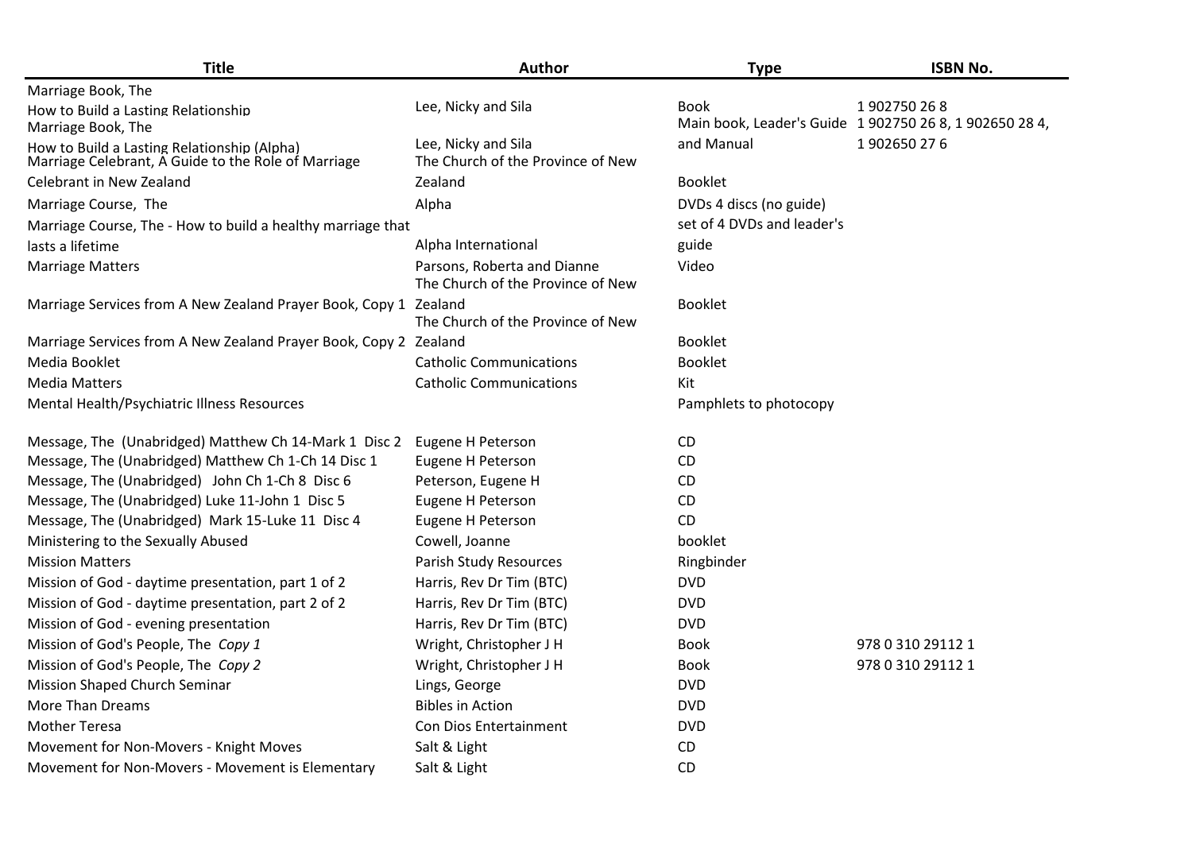| Title | Author | Type | ISBN No. |
|---|---|---|---|
| Marriage Book, The How to Build a Lasting Relationship | Lee, Nicky and Sila | Book | 1 902750 26 8 |
| Marriage Book, The How to Build a Lasting Relationship (Alpha) | Lee, Nicky and Sila | Main book, Leader's Guide and Manual | 1 902750 26 8, 1 902650 28 4, 1 902650 27 6 |
| Marriage Celebrant, A Guide to the Role of Marriage Celebrant in New Zealand | The Church of the Province of New Zealand | Booklet | |
| Marriage Course, The | Alpha | DVDs 4 discs (no guide) | |
| Marriage Course, The - How to build a healthy marriage that lasts a lifetime | Alpha International | set of 4 DVDs and leader's guide | |
| Marriage Matters | Parsons, Roberta and Dianne | Video | |
| Marriage Services from A New Zealand Prayer Book, Copy 1 | The Church of the Province of New Zealand | Booklet | |
| Marriage Services from A New Zealand Prayer Book, Copy 2 | The Church of the Province of New Zealand | Booklet | |
| Media Booklet | Catholic Communications | Booklet | |
| Media Matters | Catholic Communications | Kit | |
| Mental Health/Psychiatric Illness Resources | | Pamphlets to photocopy | |
| Message, The (Unabridged) Matthew Ch 14-Mark 1 Disc 2 | Eugene H Peterson | CD | |
| Message, The (Unabridged) Matthew Ch 1-Ch 14 Disc 1 | Eugene H Peterson | CD | |
| Message, The (Unabridged) John Ch 1-Ch 8 Disc 6 | Peterson, Eugene H | CD | |
| Message, The (Unabridged) Luke 11-John 1 Disc 5 | Eugene H Peterson | CD | |
| Message, The (Unabridged) Mark 15-Luke 11 Disc 4 | Eugene H Peterson | CD | |
| Ministering to the Sexually Abused | Cowell, Joanne | booklet | |
| Mission Matters | Parish Study Resources | Ringbinder | |
| Mission of God - daytime presentation, part 1 of 2 | Harris, Rev Dr Tim (BTC) | DVD | |
| Mission of God - daytime presentation, part 2 of 2 | Harris, Rev Dr Tim (BTC) | DVD | |
| Mission of God - evening presentation | Harris, Rev Dr Tim (BTC) | DVD | |
| Mission of God's People, The *Copy 1* | Wright, Christopher J H | Book | 978 0 310 29112 1 |
| Mission of God's People, The *Copy 2* | Wright, Christopher J H | Book | 978 0 310 29112 1 |
| Mission Shaped Church Seminar | Lings, George | DVD | |
| More Than Dreams | Bibles in Action | DVD | |
| Mother Teresa | Con Dios Entertainment | DVD | |
| Movement for Non-Movers - Knight Moves | Salt & Light | CD | |
| Movement for Non-Movers - Movement is Elementary | Salt & Light | CD | |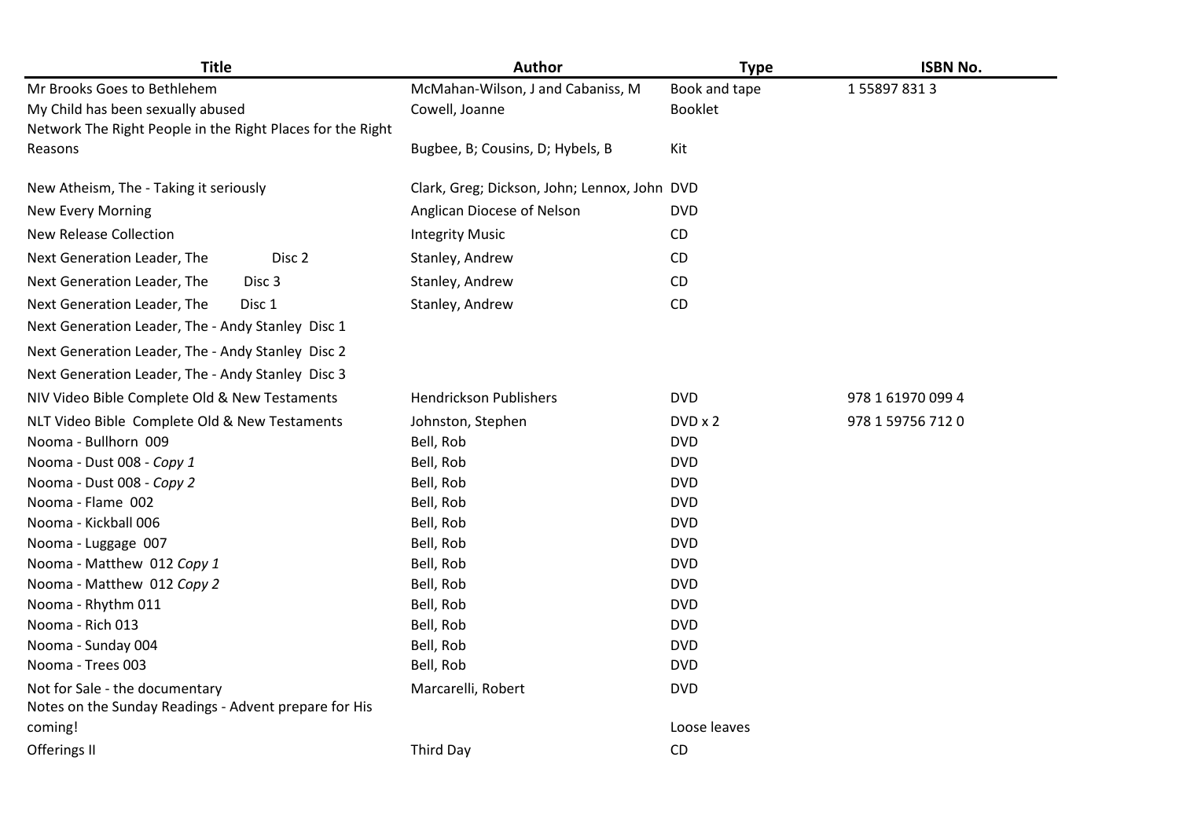| Title | Author | Type | ISBN No. |
| --- | --- | --- | --- |
| Mr Brooks Goes to Bethlehem | McMahan-Wilson, J and Cabaniss, M | Book and tape | 1 55897 831 3 |
| My Child has been sexually abused | Cowell, Joanne | Booklet | |
| Network The Right People in the Right Places for the Right Reasons | Bugbee, B; Cousins, D; Hybels, B | Kit | |
| New Atheism, The - Taking it seriously | Clark, Greg; Dickson, John; Lennox, John | DVD | |
| New Every Morning | Anglican Diocese of Nelson | DVD | |
| New Release Collection | Integrity Music | CD | |
| Next Generation Leader, The Disc 2 | Stanley, Andrew | CD | |
| Next Generation Leader, The Disc 3 | Stanley, Andrew | CD | |
| Next Generation Leader, The Disc 1 | Stanley, Andrew | CD | |
| Next Generation Leader, The - Andy Stanley Disc 1 | | | |
| Next Generation Leader, The - Andy Stanley Disc 2 | | | |
| Next Generation Leader, The - Andy Stanley Disc 3 | | | |
| NIV Video Bible Complete Old & New Testaments | Hendrickson Publishers | DVD | 978 1 61970 099 4 |
| NLT Video Bible Complete Old & New Testaments | Johnston, Stephen | DVD x 2 | 978 1 59756 712 0 |
| Nooma - Bullhorn 009 | Bell, Rob | DVD | |
| Nooma - Dust 008 - *Copy 1* | Bell, Rob | DVD | |
| Nooma - Dust 008 - *Copy 2* | Bell, Rob | DVD | |
| Nooma - Flame 002 | Bell, Rob | DVD | |
| Nooma - Kickball 006 | Bell, Rob | DVD | |
| Nooma - Luggage 007 | Bell, Rob | DVD | |
| Nooma - Matthew 012 *Copy 1* | Bell, Rob | DVD | |
| Nooma - Matthew 012 *Copy 2* | Bell, Rob | DVD | |
| Nooma - Rhythm 011 | Bell, Rob | DVD | |
| Nooma - Rich 013 | Bell, Rob | DVD | |
| Nooma - Sunday 004 | Bell, Rob | DVD | |
| Nooma - Trees 003 | Bell, Rob | DVD | |
| Not for Sale - the documentary | Marcarelli, Robert | DVD | |
| Notes on the Sunday Readings - Advent prepare for His coming! | | Loose leaves | |
| Offerings II | Third Day | CD | |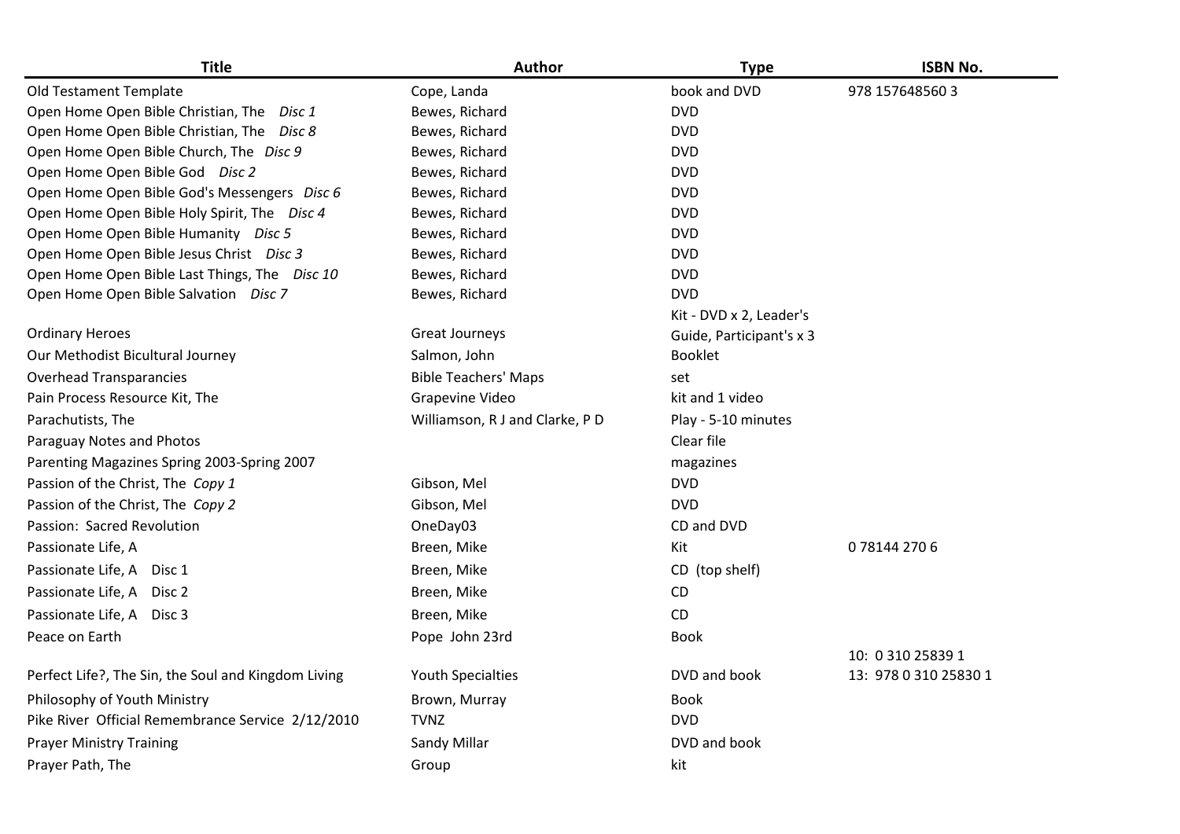| Title | Author | Type | ISBN No. |
|---|---|---|---|
| Old Testament Template | Cope, Landa | book and DVD | 978 157648560 3 |
| Open Home Open Bible Christian, The *Disc 1* | Bewes, Richard | DVD | |
| Open Home Open Bible Christian, The *Disc 8* | Bewes, Richard | DVD | |
| Open Home Open Bible Church, The *Disc 9* | Bewes, Richard | DVD | |
| Open Home Open Bible God *Disc 2* | Bewes, Richard | DVD | |
| Open Home Open Bible God's Messengers *Disc 6* | Bewes, Richard | DVD | |
| Open Home Open Bible Holy Spirit, The *Disc 4* | Bewes, Richard | DVD | |
| Open Home Open Bible Humanity *Disc 5* | Bewes, Richard | DVD | |
| Open Home Open Bible Jesus Christ *Disc 3* | Bewes, Richard | DVD | |
| Open Home Open Bible Last Things, The *Disc 10* | Bewes, Richard | DVD | |
| Open Home Open Bible Salvation *Disc 7* | Bewes, Richard | DVD | |
| Ordinary Heroes | Great Journeys | Kit - DVD x 2, Leader's Guide, Participant's x 3 | |
| Our Methodist Bicultural Journey | Salmon, John | Booklet | |
| Overhead Transparancies | Bible Teachers' Maps | set | |
| Pain Process Resource Kit, The | Grapevine Video | kit and 1 video | |
| Parachutists, The | Williamson, R J and Clarke, P D | Play - 5-10 minutes | |
| Paraguay Notes and Photos | | Clear file | |
| Parenting Magazines Spring 2003-Spring 2007 | | magazines | |
| Passion of the Christ, The *Copy 1* | Gibson, Mel | DVD | |
| Passion of the Christ, The *Copy 2* | Gibson, Mel | DVD | |
| Passion: Sacred Revolution | OneDay03 | CD and DVD | |
| Passionate Life, A | Breen, Mike | Kit | 0 78144 270 6 |
| Passionate Life, A Disc 1 | Breen, Mike | CD (top shelf) | |
| Passionate Life, A Disc 2 | Breen, Mike | CD | |
| Passionate Life, A Disc 3 | Breen, Mike | CD | |
| Peace on Earth | Pope John 23rd | Book | |
| Perfect Life?, The Sin, the Soul and Kingdom Living | Youth Specialties | DVD and book | 10: 0 310 25839 1<br>13: 978 0 310 25830 1 |
| Philosophy of Youth Ministry | Brown, Murray | Book | |
| Pike River Official Remembrance Service 2/12/2010 | TVNZ | DVD | |
| Prayer Ministry Training | Sandy Millar | DVD and book | |
| Prayer Path, The | Group | kit | |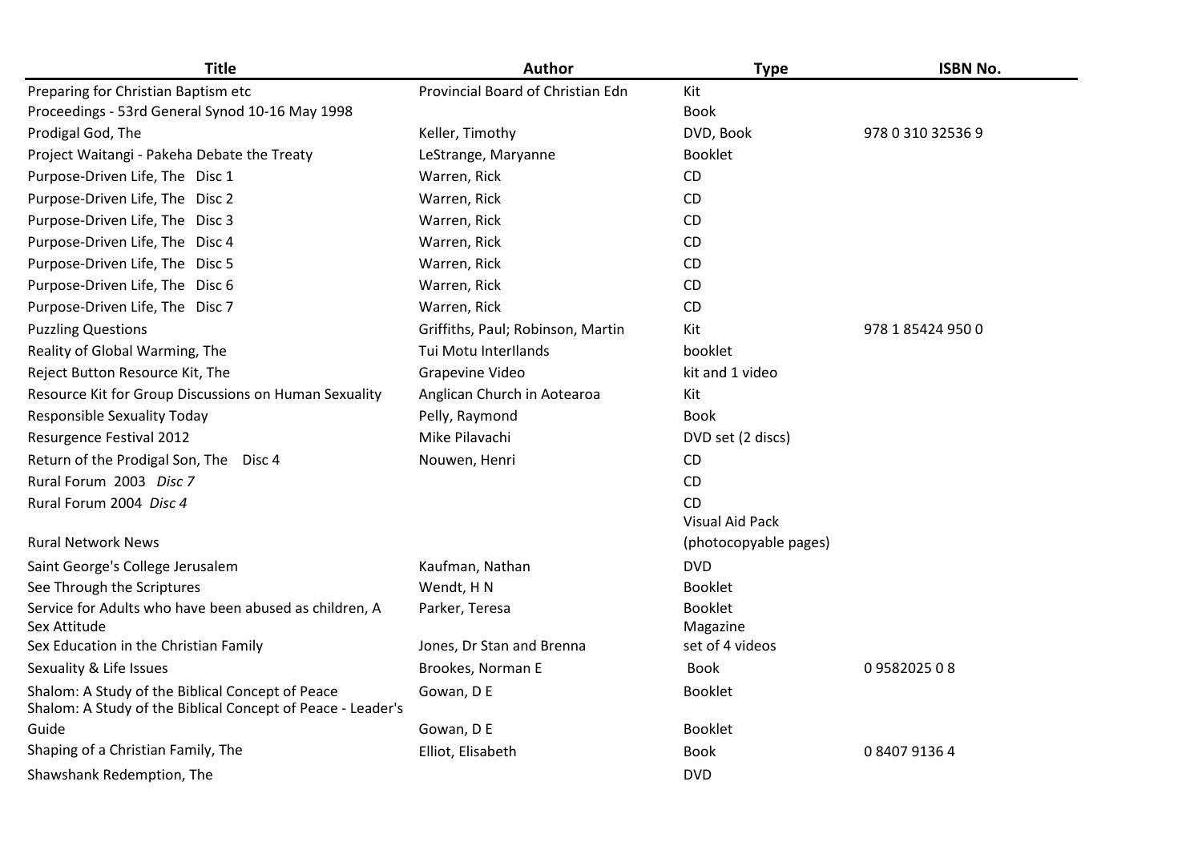| Title | Author | Type | ISBN No. |
| --- | --- | --- | --- |
| Preparing for Christian Baptism etc | Provincial Board of Christian Edn | Kit | |
| Proceedings - 53rd General Synod 10-16 May 1998 | | Book | |
| Prodigal God, The | Keller, Timothy | DVD, Book | 978 0 310 32536 9 |
| Project Waitangi - Pakeha Debate the Treaty | LeStrange, Maryanne | Booklet | |
| Purpose-Driven Life, The Disc 1 | Warren, Rick | CD | |
| Purpose-Driven Life, The Disc 2 | Warren, Rick | CD | |
| Purpose-Driven Life, The Disc 3 | Warren, Rick | CD | |
| Purpose-Driven Life, The Disc 4 | Warren, Rick | CD | |
| Purpose-Driven Life, The Disc 5 | Warren, Rick | CD | |
| Purpose-Driven Life, The Disc 6 | Warren, Rick | CD | |
| Purpose-Driven Life, The Disc 7 | Warren, Rick | CD | |
| Puzzling Questions | Griffiths, Paul; Robinson, Martin | Kit | 978 1 85424 950 0 |
| Reality of Global Warming, The | Tui Motu InterIlands | booklet | |
| Reject Button Resource Kit, The | Grapevine Video | kit and 1 video | |
| Resource Kit for Group Discussions on Human Sexuality | Anglican Church in Aotearoa | Kit | |
| Responsible Sexuality Today | Pelly, Raymond | Book | |
| Resurgence Festival 2012 | Mike Pilavachi | DVD set (2 discs) | |
| Return of the Prodigal Son, The Disc 4 | Nouwen, Henri | CD | |
| Rural Forum 2003 *Disc 7* | | CD | |
| Rural Forum 2004 *Disc 4* | | CD | |
| Rural Network News | | Visual Aid Pack (photocopyable pages) | |
| Saint George's College Jerusalem | Kaufman, Nathan | DVD | |
| See Through the Scriptures | Wendt, H N | Booklet | |
| Service for Adults who have been abused as children, A | Parker, Teresa | Booklet | |
| Sex Attitude | | Magazine | |
| Sex Education in the Christian Family | Jones, Dr Stan and Brenna | set of 4 videos | |
| Sexuality & Life Issues | Brookes, Norman E | Book | 0 9582025 0 8 |
| Shalom: A Study of the Biblical Concept of Peace | Gowan, D E | Booklet | |
| Shalom: A Study of the Biblical Concept of Peace - Leader's Guide | Gowan, D E | Booklet | |
| Shaping of a Christian Family, The | Elliot, Elisabeth | Book | 0 8407 9136 4 |
| Shawshank Redemption, The | | DVD | |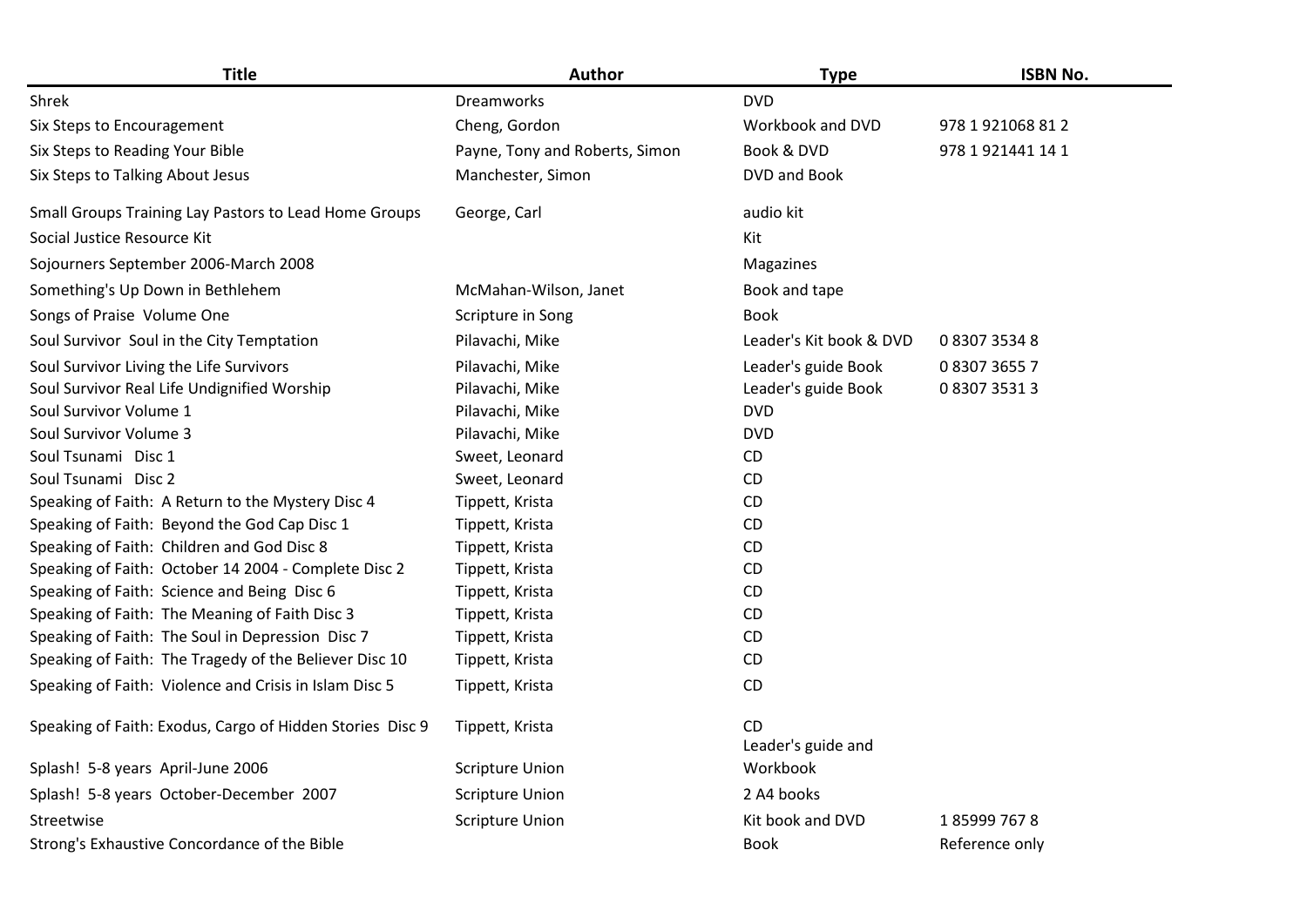| Title | Author | Type | ISBN No. |
|---|---|---|---|
| Shrek | Dreamworks | DVD | |
| Six Steps to Encouragement | Cheng, Gordon | Workbook and DVD | 978 1 921068 81 2 |
| Six Steps to Reading Your Bible | Payne, Tony and Roberts, Simon | Book & DVD | 978 1 921441 14 1 |
| Six Steps to Talking About Jesus | Manchester, Simon | DVD and Book | |
| Small Groups Training Lay Pastors to Lead Home Groups | George, Carl | audio kit | |
| Social Justice Resource Kit | | Kit | |
| Sojourners September 2006-March 2008 | | Magazines | |
| Something's Up Down in Bethlehem | McMahan-Wilson, Janet | Book and tape | |
| Songs of Praise Volume One | Scripture in Song | Book | |
| Soul Survivor Soul in the City Temptation | Pilavachi, Mike | Leader's Kit book & DVD | 0 8307 3534 8 |
| Soul Survivor Living the Life Survivors | Pilavachi, Mike | Leader's guide Book | 0 8307 3655 7 |
| Soul Survivor Real Life Undignified Worship | Pilavachi, Mike | Leader's guide Book | 0 8307 3531 3 |
| Soul Survivor Volume 1 | Pilavachi, Mike | DVD | |
| Soul Survivor Volume 3 | Pilavachi, Mike | DVD | |
| Soul Tsunami Disc 1 | Sweet, Leonard | CD | |
| Soul Tsunami Disc 2 | Sweet, Leonard | CD | |
| Speaking of Faith: A Return to the Mystery Disc 4 | Tippett, Krista | CD | |
| Speaking of Faith: Beyond the God Cap Disc 1 | Tippett, Krista | CD | |
| Speaking of Faith: Children and God Disc 8 | Tippett, Krista | CD | |
| Speaking of Faith: October 14 2004 - Complete Disc 2 | Tippett, Krista | CD | |
| Speaking of Faith: Science and Being Disc 6 | Tippett, Krista | CD | |
| Speaking of Faith: The Meaning of Faith Disc 3 | Tippett, Krista | CD | |
| Speaking of Faith: The Soul in Depression Disc 7 | Tippett, Krista | CD | |
| Speaking of Faith: The Tragedy of the Believer Disc 10 | Tippett, Krista | CD | |
| Speaking of Faith: Violence and Crisis in Islam Disc 5 | Tippett, Krista | CD | |
| Speaking of Faith: Exodus, Cargo of Hidden Stories Disc 9 | Tippett, Krista | CD | |
| Splash! 5-8 years April-June 2006 | Scripture Union | Leader's guide and Workbook | |
| Splash! 5-8 years October-December 2007 | Scripture Union | 2 A4 books | |
| Streetwise | Scripture Union | Kit book and DVD | 1 85999 767 8 |
| Strong's Exhaustive Concordance of the Bible | | Book | Reference only |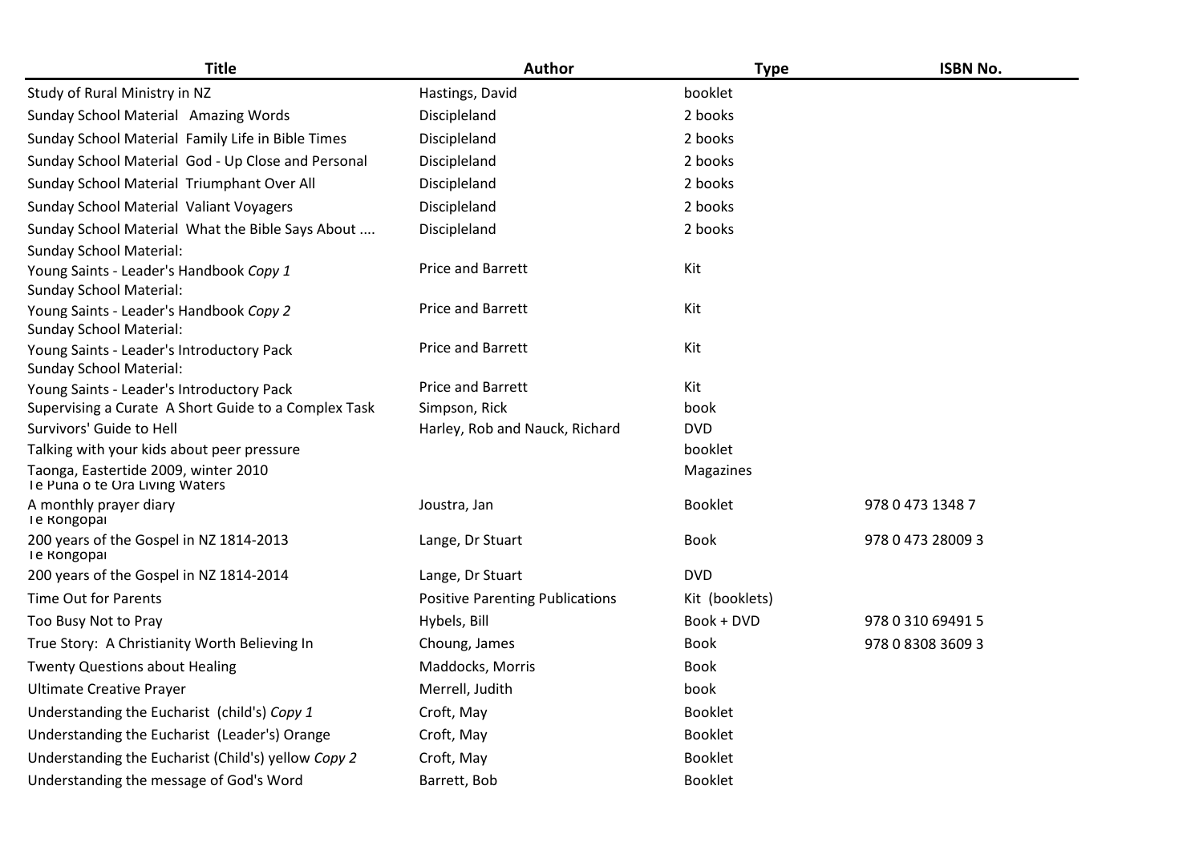| Title | Author | Type | ISBN No. |
| --- | --- | --- | --- |
| Study of Rural Ministry in NZ | Hastings, David | booklet | |
| Sunday School Material Amazing Words | Discipleland | 2 books | |
| Sunday School Material Family Life in Bible Times | Discipleland | 2 books | |
| Sunday School Material God - Up Close and Personal | Discipleland | 2 books | |
| Sunday School Material Triumphant Over All | Discipleland | 2 books | |
| Sunday School Material Valiant Voyagers | Discipleland | 2 books | |
| Sunday School Material What the Bible Says About .... | Discipleland | 2 books | |
| Sunday School Material: Young Saints - Leader's Handbook *Copy 1* | Price and Barrett | Kit | |
| Sunday School Material: Young Saints - Leader's Handbook *Copy 2* | Price and Barrett | Kit | |
| Sunday School Material: Young Saints - Leader's Introductory Pack | Price and Barrett | Kit | |
| Sunday School Material: Young Saints - Leader's Introductory Pack | Price and Barrett | Kit | |
| Supervising a Curate A Short Guide to a Complex Task | Simpson, Rick | book | |
| Survivors' Guide to Hell | Harley, Rob and Nauck, Richard | DVD | |
| Talking with your kids about peer pressure | | booklet | |
| Taonga, Eastertide 2009, winter 2010 | | Magazines | |
| Te Puna o te Ora Living Waters A monthly prayer diary | Joustra, Jan | Booklet | 978 0 473 1348 7 |
| Te Rongopai 200 years of the Gospel in NZ 1814-2013 | Lange, Dr Stuart | Book | 978 0 473 28009 3 |
| Te Rongopai 200 years of the Gospel in NZ 1814-2014 | Lange, Dr Stuart | DVD | |
| Time Out for Parents | Positive Parenting Publications | Kit (booklets) | |
| Too Busy Not to Pray | Hybels, Bill | Book + DVD | 978 0 310 69491 5 |
| True Story: A Christianity Worth Believing In | Choung, James | Book | 978 0 8308 3609 3 |
| Twenty Questions about Healing | Maddocks, Morris | Book | |
| Ultimate Creative Prayer | Merrell, Judith | book | |
| Understanding the Eucharist (child's) *Copy 1* | Croft, May | Booklet | |
| Understanding the Eucharist (Leader's) Orange | Croft, May | Booklet | |
| Understanding the Eucharist (Child's) yellow *Copy 2* | Croft, May | Booklet | |
| Understanding the message of God's Word | Barrett, Bob | Booklet | |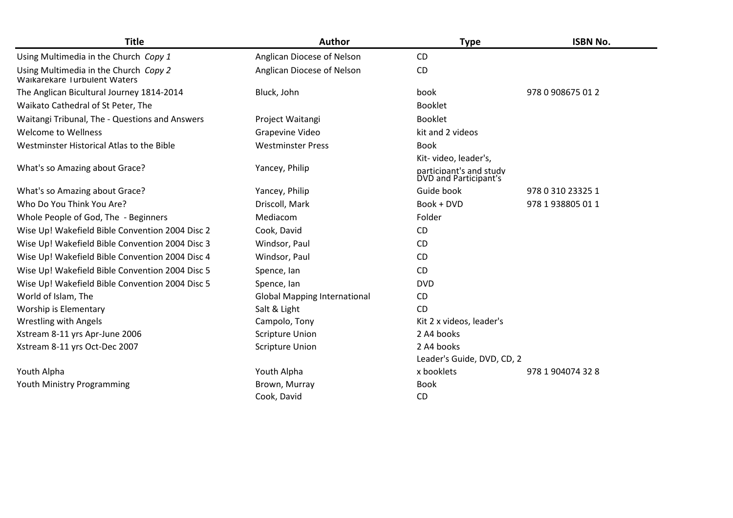| Title | Author | Type | ISBN No. |
|---|---|---|---|
| Using Multimedia in the Church *Copy 1* | Anglican Diocese of Nelson | CD | |
| Using Multimedia in the Church *Copy 2* | Anglican Diocese of Nelson | CD | |
| Waikarekare Turbulent Waters | | | |
| The Anglican Bicultural Journey 1814-2014 | Bluck, John | book | 978 0 908675 01 2 |
| Waikato Cathedral of St Peter, The | | Booklet | |
| Waitangi Tribunal, The - Questions and Answers | Project Waitangi | Booklet | |
| Welcome to Wellness | Grapevine Video | kit and 2 videos | |
| Westminster Historical Atlas to the Bible | Westminster Press | Book | |
| What's so Amazing about Grace? | Yancey, Philip | Kit- video, leader's, participant's and study | |
| What's so Amazing about Grace? | Yancey, Philip | DVD and Participant's Guide book | 978 0 310 23325 1 |
| Who Do You Think You Are? | Driscoll, Mark | Book + DVD | 978 1 938805 01 1 |
| Whole People of God, The - Beginners | Mediacom | Folder | |
| Wise Up! Wakefield Bible Convention 2004 Disc 2 | Cook, David | CD | |
| Wise Up! Wakefield Bible Convention 2004 Disc 3 | Windsor, Paul | CD | |
| Wise Up! Wakefield Bible Convention 2004 Disc 4 | Windsor, Paul | CD | |
| Wise Up! Wakefield Bible Convention 2004 Disc 5 | Spence, Ian | CD | |
| Wise Up! Wakefield Bible Convention 2004 Disc 5 | Spence, Ian | DVD | |
| World of Islam, The | Global Mapping International | CD | |
| Worship is Elementary | Salt & Light | CD | |
| Wrestling with Angels | Campolo, Tony | Kit 2 x videos, leader's | |
| Xstream 8-11 yrs Apr-June 2006 | Scripture Union | 2 A4 books | |
| Xstream 8-11 yrs Oct-Dec 2007 | Scripture Union | 2 A4 books | |
| Youth Alpha | Youth Alpha | Leader's Guide, DVD, CD, 2 x booklets | 978 1 904074 32 8 |
| Youth Ministry Programming | Brown, Murray | Book | |
| | Cook, David | CD | |